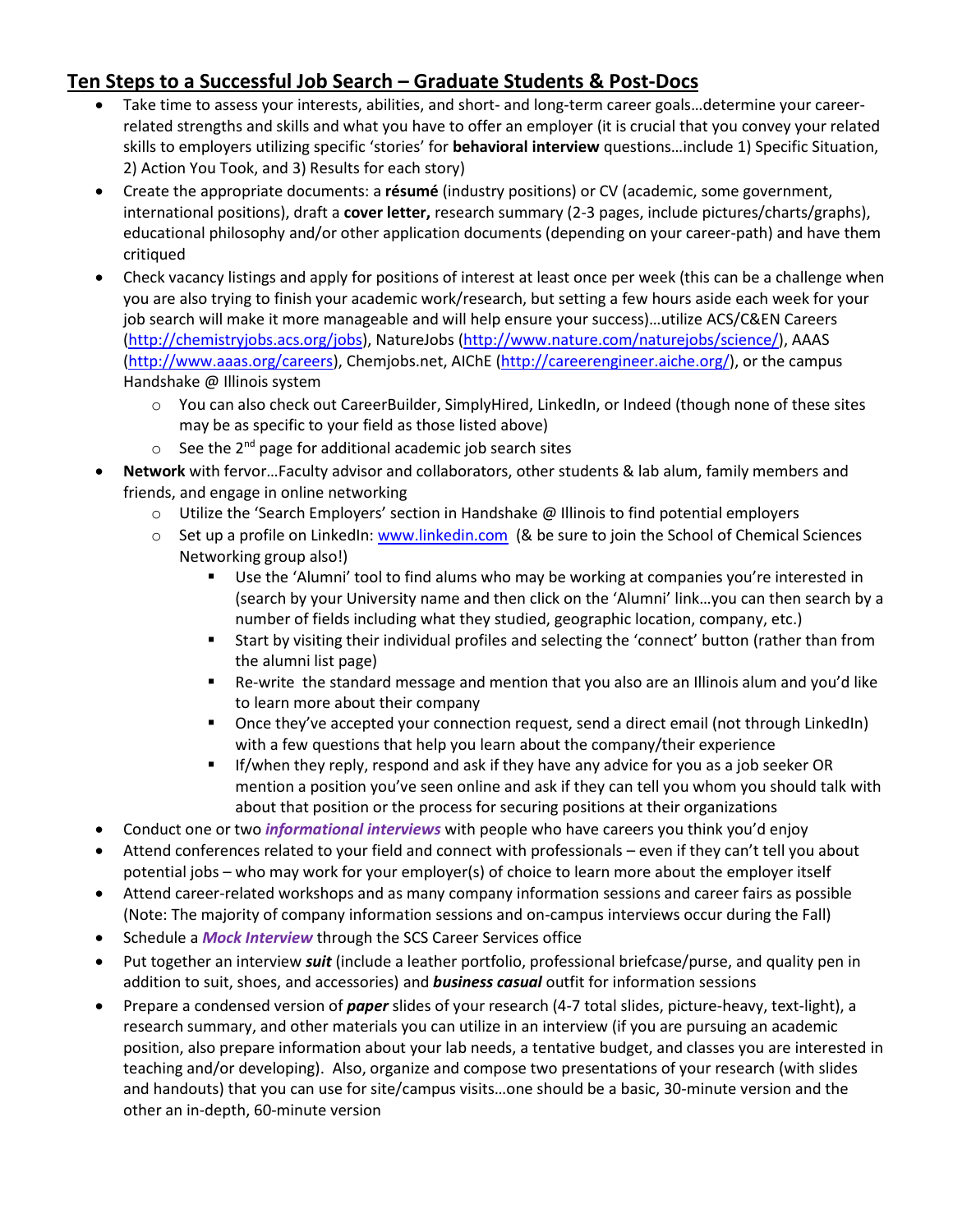## Ten Steps to a Successful Job Search – Graduate Students & Post-Docs

- Take time to assess your interests, abilities, and short- and long-term career goals…determine your career-related strengths and skills and what you have to offer an employer (it is crucial that you convey your related skills to employers utilizing specific 'stories' for **behavioral interview** questions…include 1) Specific Situation, 2) Action You Took, and 3) Results for each story)
- Create the appropriate documents: a **résumé** (industry positions) or CV (academic, some government, international positions), draft a **cover letter,** research summary (2-3 pages, include pictures/charts/graphs), educational philosophy and/or other application documents (depending on your career-path) and have them critiqued
- Check vacancy listings and apply for positions of interest at least once per week (this can be a challenge when you are also trying to finish your academic work/research, but setting a few hours aside each week for your job search will make it more manageable and will help ensure your success)…utilize ACS/C&EN Careers (http://chemistryjobs.acs.org/jobs), NatureJobs (http://www.nature.com/naturejobs/science/), AAAS (http://www.aaas.org/careers), Chemjobs.net, AIChE (http://careerengineer.aiche.org/), or the campus Handshake @ Illinois system
    - You can also check out CareerBuilder, SimplyHired, LinkedIn, or Indeed (though none of these sites may be as specific to your field as those listed above)
    - See the 2nd page for additional academic job search sites
- **Network** with fervor…Faculty advisor and collaborators, other students & lab alum, family members and friends, and engage in online networking
    - Utilize the 'Search Employers' section in Handshake @ Illinois to find potential employers
    - Set up a profile on LinkedIn: www.linkedin.com (& be sure to join the School of Chemical Sciences Networking group also!)
        - Use the 'Alumni' tool to find alums who may be working at companies you're interested in (search by your University name and then click on the 'Alumni' link…you can then search by a number of fields including what they studied, geographic location, company, etc.)
        - Start by visiting their individual profiles and selecting the 'connect' button (rather than from the alumni list page)
        - Re-write the standard message and mention that you also are an Illinois alum and you'd like to learn more about their company
        - Once they've accepted your connection request, send a direct email (not through LinkedIn) with a few questions that help you learn about the company/their experience
        - If/when they reply, respond and ask if they have any advice for you as a job seeker OR mention a position you've seen online and ask if they can tell you whom you should talk with about that position or the process for securing positions at their organizations
- Conduct one or two ***informational interviews*** with people who have careers you think you'd enjoy
- Attend conferences related to your field and connect with professionals – even if they can't tell you about potential jobs – who may work for your employer(s) of choice to learn more about the employer itself
- Attend career-related workshops and as many company information sessions and career fairs as possible (Note: The majority of company information sessions and on-campus interviews occur during the Fall)
- Schedule a ***Mock Interview*** through the SCS Career Services office
- Put together an interview ***suit*** (include a leather portfolio, professional briefcase/purse, and quality pen in addition to suit, shoes, and accessories) and ***business casual*** outfit for information sessions
- Prepare a condensed version of ***paper*** slides of your research (4-7 total slides, picture-heavy, text-light), a research summary, and other materials you can utilize in an interview (if you are pursuing an academic position, also prepare information about your lab needs, a tentative budget, and classes you are interested in teaching and/or developing). Also, organize and compose two presentations of your research (with slides and handouts) that you can use for site/campus visits…one should be a basic, 30-minute version and the other an in-depth, 60-minute version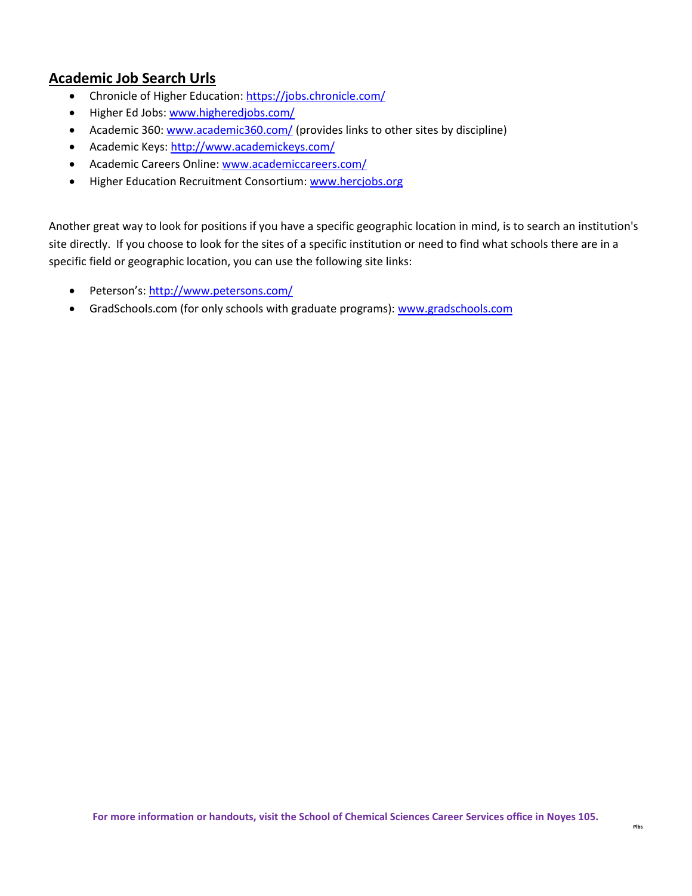## Academic Job Search Urls

- Chronicle of Higher Education: https://jobs.chronicle.com/
- Higher Ed Jobs: www.higheredjobs.com/
- Academic 360: www.academic360.com/ (provides links to other sites by discipline)
- Academic Keys: http://www.academickeys.com/
- Academic Careers Online: www.academiccareers.com/
- Higher Education Recruitment Consortium: www.hercjobs.org

Another great way to look for positions if you have a specific geographic location in mind, is to search an institution's site directly. If you choose to look for the sites of a specific institution or need to find what schools there are in a specific field or geographic location, you can use the following site links:

- Peterson's: http://www.petersons.com/
- GradSchools.com (for only schools with graduate programs): www.gradschools.com

**For more information or handouts, visit the School of Chemical Sciences Career Services office in Noyes 105.**